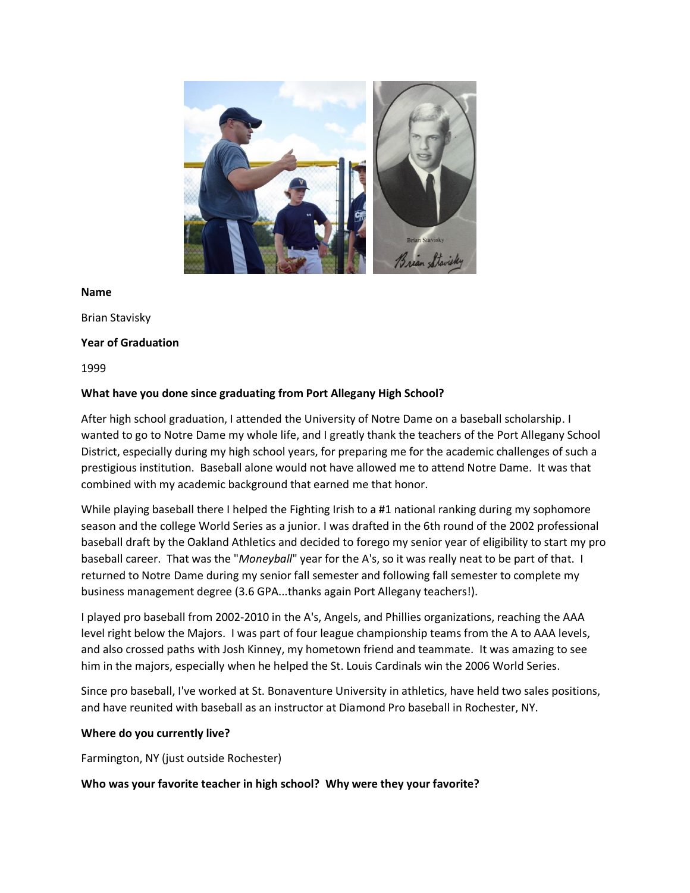**Name**

Brian Stavisky

**Year of Graduation**

1999

**What have you done since graduating from Port Allegany High School?**

After high school graduation, I attended the University of Notre Dame on a baseball scholarship. I wanted to go to Notre Dame my whole life, and I greatly thank the teachers of the Port Allegany School District, especially during my high school years, for preparing me for the academic challenges of such a prestigious institution. Baseball alone would not have allowed me to attend Notre Dame. It was that combined with my academic background that earned me that honor.

While playing baseball there I helped the Fighting Irish to a #1 national ranking during my sophomore season and the college World Series as a junior. I was drafted in the 6th round of the 2002 professional baseball draft by the Oakland Athletics and decided to forego my senior year of eligibility to start my pro baseball career. That was the "*Moneyball*" year for the A's, so it was really neat to be part of that. I returned to Notre Dame during my senior fall semester and following fall semester to complete my business management degree (3.6 GPA...thanks again Port Allegany teachers!).

I played pro baseball from 2002-2010 in the A's, Angels, and Phillies organizations, reaching the AAA level right below the Majors. I was part of four league championship teams from the A to AAA levels, and also crossed paths with Josh Kinney, my hometown friend and teammate. It was amazing to see him in the majors, especially when he helped the St. Louis Cardinals win the 2006 World Series.

Since pro baseball, I've worked at St. Bonaventure University in athletics, have held two sales positions, and have reunited with baseball as an instructor at Diamond Pro baseball in Rochester, NY.

**Where do you currently live?**

Farmington, NY (just outside Rochester)

**Who was your favorite teacher in high school? Why were they your favorite?**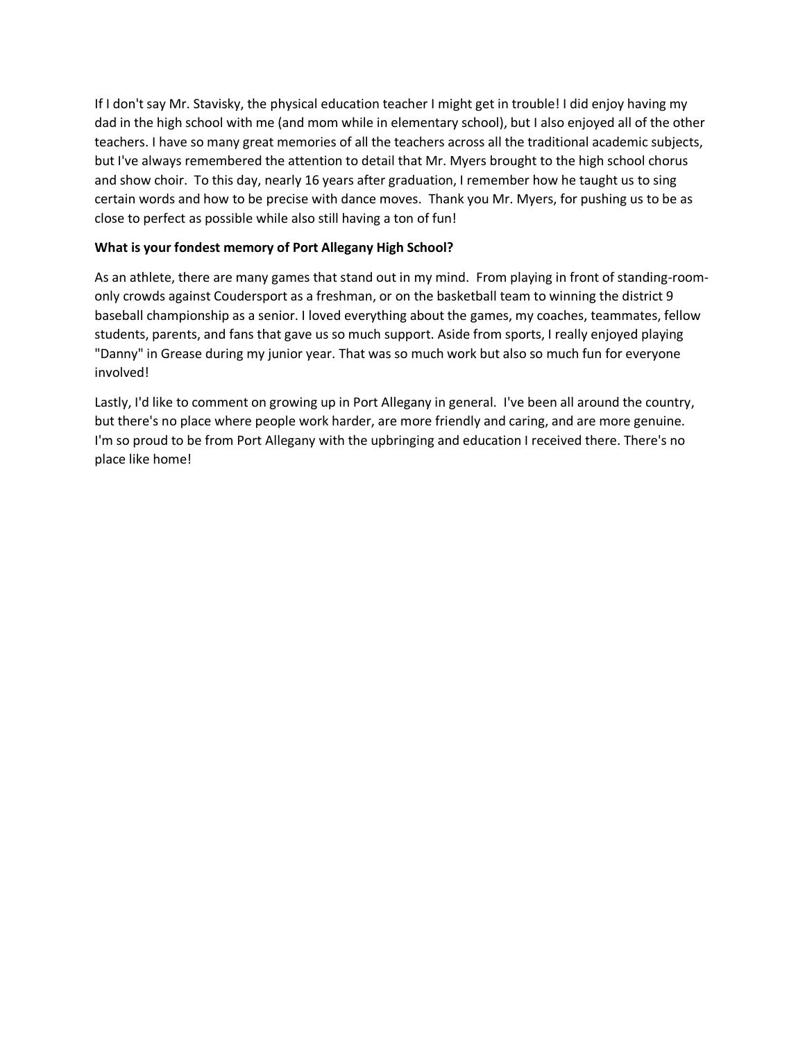If I don't say Mr. Stavisky, the physical education teacher I might get in trouble! I did enjoy having my dad in the high school with me (and mom while in elementary school), but I also enjoyed all of the other teachers. I have so many great memories of all the teachers across all the traditional academic subjects, but I've always remembered the attention to detail that Mr. Myers brought to the high school chorus and show choir. To this day, nearly 16 years after graduation, I remember how he taught us to sing certain words and how to be precise with dance moves. Thank you Mr. Myers, for pushing us to be as close to perfect as possible while also still having a ton of fun!

**What is your fondest memory of Port Allegany High School?**

As an athlete, there are many games that stand out in my mind. From playing in front of standing-room-only crowds against Coudersport as a freshman, or on the basketball team to winning the district 9 baseball championship as a senior. I loved everything about the games, my coaches, teammates, fellow students, parents, and fans that gave us so much support. Aside from sports, I really enjoyed playing "Danny" in Grease during my junior year. That was so much work but also so much fun for everyone involved!

Lastly, I'd like to comment on growing up in Port Allegany in general. I've been all around the country, but there's no place where people work harder, are more friendly and caring, and are more genuine. I'm so proud to be from Port Allegany with the upbringing and education I received there. There's no place like home!